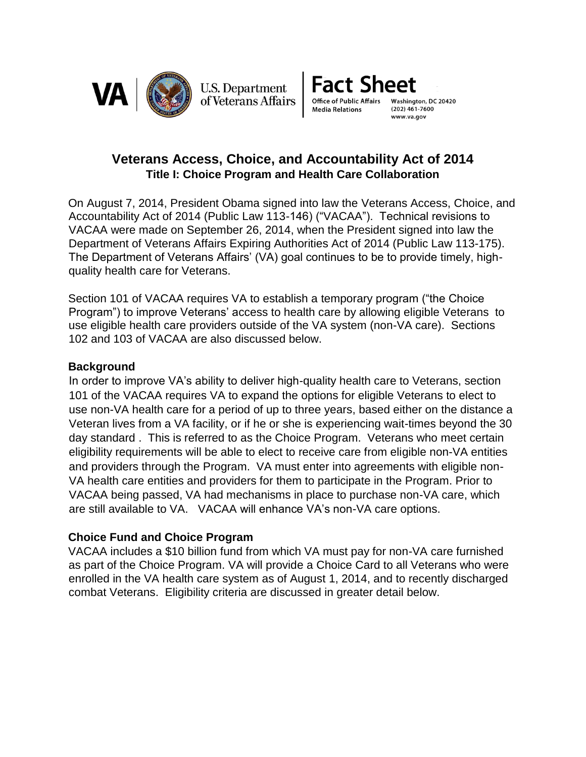U.S. Department of Veterans Affairs

# Fact Sheet

Office of Public Affairs
Media Relations

Washington, DC 20420
(202) 461-7600
www.va.gov

## Veterans Access, Choice, and Accountability Act of 2014

### Title I: Choice Program and Health Care Collaboration

On August 7, 2014, President Obama signed into law the Veterans Access, Choice, and Accountability Act of 2014 (Public Law 113-146) ("VACAA"). Technical revisions to VACAA were made on September 26, 2014, when the President signed into law the Department of Veterans Affairs Expiring Authorities Act of 2014 (Public Law 113-175). The Department of Veterans Affairs' (VA) goal continues to be to provide timely, high-quality health care for Veterans.

Section 101 of VACAA requires VA to establish a temporary program ("the Choice Program") to improve Veterans' access to health care by allowing eligible Veterans to use eligible health care providers outside of the VA system (non-VA care). Sections 102 and 103 of VACAA are also discussed below.

### Background

In order to improve VA's ability to deliver high-quality health care to Veterans, section 101 of the VACAA requires VA to expand the options for eligible Veterans to elect to use non-VA health care for a period of up to three years, based either on the distance a Veteran lives from a VA facility, or if he or she is experiencing wait-times beyond the 30 day standard . This is referred to as the Choice Program. Veterans who meet certain eligibility requirements will be able to elect to receive care from eligible non-VA entities and providers through the Program. VA must enter into agreements with eligible non-VA health care entities and providers for them to participate in the Program. Prior to VACAA being passed, VA had mechanisms in place to purchase non-VA care, which are still available to VA. VACAA will enhance VA's non-VA care options.

### Choice Fund and Choice Program

VACAA includes a $10 billion fund from which VA must pay for non-VA care furnished as part of the Choice Program. VA will provide a Choice Card to all Veterans who were enrolled in the VA health care system as of August 1, 2014, and to recently discharged combat Veterans. Eligibility criteria are discussed in greater detail below.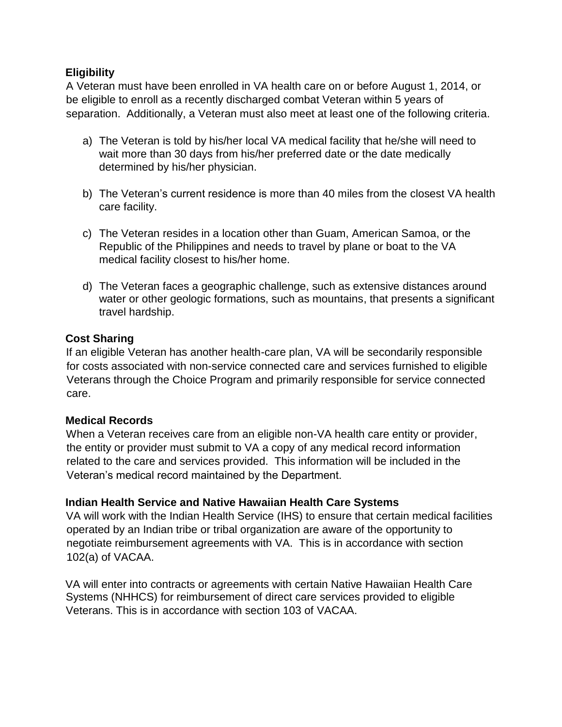### Eligibility

A Veteran must have been enrolled in VA health care on or before August 1, 2014, or be eligible to enroll as a recently discharged combat Veteran within 5 years of separation. Additionally, a Veteran must also meet at least one of the following criteria.

a) The Veteran is told by his/her local VA medical facility that he/she will need to wait more than 30 days from his/her preferred date or the date medically determined by his/her physician.

b) The Veteran's current residence is more than 40 miles from the closest VA health care facility.

c) The Veteran resides in a location other than Guam, American Samoa, or the Republic of the Philippines and needs to travel by plane or boat to the VA medical facility closest to his/her home.

d) The Veteran faces a geographic challenge, such as extensive distances around water or other geologic formations, such as mountains, that presents a significant travel hardship.

### Cost Sharing

If an eligible Veteran has another health-care plan, VA will be secondarily responsible for costs associated with non-service connected care and services furnished to eligible Veterans through the Choice Program and primarily responsible for service connected care.

### Medical Records

When a Veteran receives care from an eligible non-VA health care entity or provider, the entity or provider must submit to VA a copy of any medical record information related to the care and services provided. This information will be included in the Veteran's medical record maintained by the Department.

### Indian Health Service and Native Hawaiian Health Care Systems

VA will work with the Indian Health Service (IHS) to ensure that certain medical facilities operated by an Indian tribe or tribal organization are aware of the opportunity to negotiate reimbursement agreements with VA. This is in accordance with section 102(a) of VACAA.

VA will enter into contracts or agreements with certain Native Hawaiian Health Care Systems (NHHCS) for reimbursement of direct care services provided to eligible Veterans. This is in accordance with section 103 of VACAA.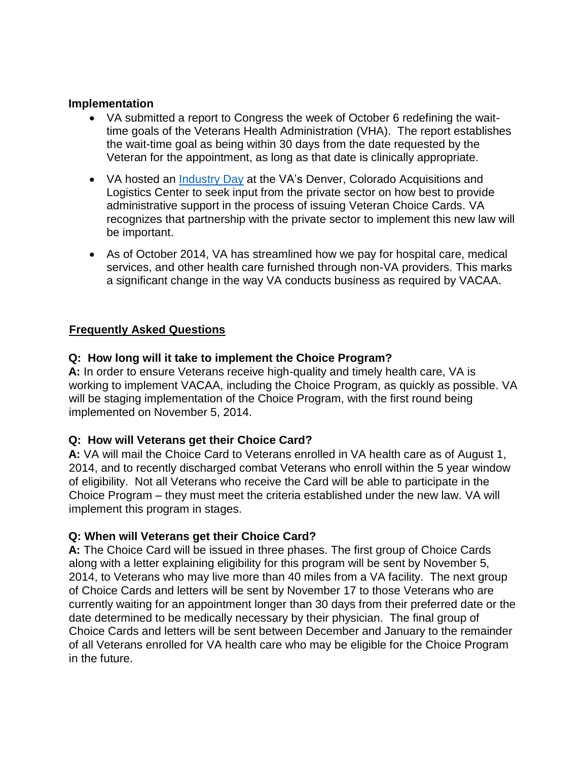**Implementation**

- VA submitted a report to Congress the week of October 6 redefining the wait-time goals of the Veterans Health Administration (VHA). The report establishes the wait-time goal as being within 30 days from the date requested by the Veteran for the appointment, as long as that date is clinically appropriate.

- VA hosted an Industry Day at the VA's Denver, Colorado Acquisitions and Logistics Center to seek input from the private sector on how best to provide administrative support in the process of issuing Veteran Choice Cards. VA recognizes that partnership with the private sector to implement this new law will be important.

- As of October 2014, VA has streamlined how we pay for hospital care, medical services, and other health care furnished through non-VA providers. This marks a significant change in the way VA conducts business as required by VACAA.

## Frequently Asked Questions

**Q: How long will it take to implement the Choice Program?**
**A:** In order to ensure Veterans receive high-quality and timely health care, VA is working to implement VACAA, including the Choice Program, as quickly as possible. VA will be staging implementation of the Choice Program, with the first round being implemented on November 5, 2014.

**Q: How will Veterans get their Choice Card?**
**A:** VA will mail the Choice Card to Veterans enrolled in VA health care as of August 1, 2014, and to recently discharged combat Veterans who enroll within the 5 year window of eligibility. Not all Veterans who receive the Card will be able to participate in the Choice Program – they must meet the criteria established under the new law. VA will implement this program in stages.

**Q: When will Veterans get their Choice Card?**
**A:** The Choice Card will be issued in three phases. The first group of Choice Cards along with a letter explaining eligibility for this program will be sent by November 5, 2014, to Veterans who may live more than 40 miles from a VA facility. The next group of Choice Cards and letters will be sent by November 17 to those Veterans who are currently waiting for an appointment longer than 30 days from their preferred date or the date determined to be medically necessary by their physician. The final group of Choice Cards and letters will be sent between December and January to the remainder of all Veterans enrolled for VA health care who may be eligible for the Choice Program in the future.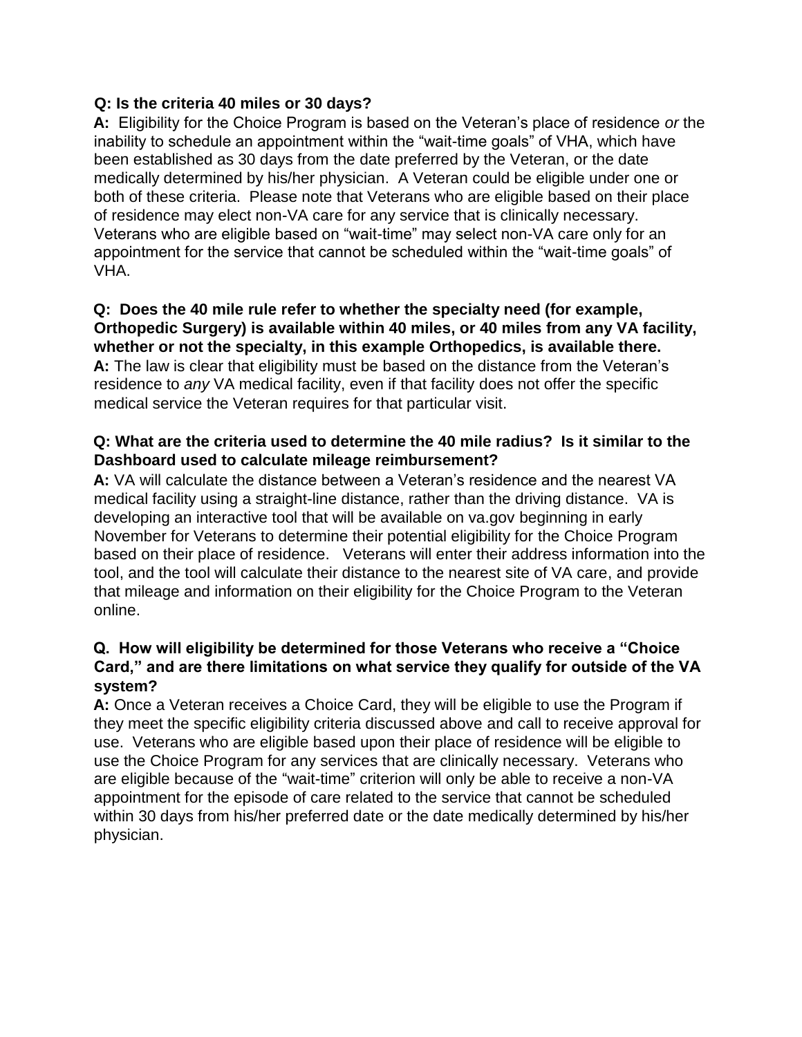**Q: Is the criteria 40 miles or 30 days?**

**A:** Eligibility for the Choice Program is based on the Veteran's place of residence *or* the inability to schedule an appointment within the "wait-time goals" of VHA, which have been established as 30 days from the date preferred by the Veteran, or the date medically determined by his/her physician. A Veteran could be eligible under one or both of these criteria. Please note that Veterans who are eligible based on their place of residence may elect non-VA care for any service that is clinically necessary. Veterans who are eligible based on "wait-time" may select non-VA care only for an appointment for the service that cannot be scheduled within the "wait-time goals" of VHA.

**Q: Does the 40 mile rule refer to whether the specialty need (for example, Orthopedic Surgery) is available within 40 miles, or 40 miles from any VA facility, whether or not the specialty, in this example Orthopedics, is available there.**

**A:** The law is clear that eligibility must be based on the distance from the Veteran's residence to *any* VA medical facility, even if that facility does not offer the specific medical service the Veteran requires for that particular visit.

**Q: What are the criteria used to determine the 40 mile radius? Is it similar to the Dashboard used to calculate mileage reimbursement?**

**A:** VA will calculate the distance between a Veteran's residence and the nearest VA medical facility using a straight-line distance, rather than the driving distance. VA is developing an interactive tool that will be available on va.gov beginning in early November for Veterans to determine their potential eligibility for the Choice Program based on their place of residence. Veterans will enter their address information into the tool, and the tool will calculate their distance to the nearest site of VA care, and provide that mileage and information on their eligibility for the Choice Program to the Veteran online.

**Q. How will eligibility be determined for those Veterans who receive a "Choice Card," and are there limitations on what service they qualify for outside of the VA system?**

**A:** Once a Veteran receives a Choice Card, they will be eligible to use the Program if they meet the specific eligibility criteria discussed above and call to receive approval for use. Veterans who are eligible based upon their place of residence will be eligible to use the Choice Program for any services that are clinically necessary. Veterans who are eligible because of the "wait-time" criterion will only be able to receive a non-VA appointment for the episode of care related to the service that cannot be scheduled within 30 days from his/her preferred date or the date medically determined by his/her physician.